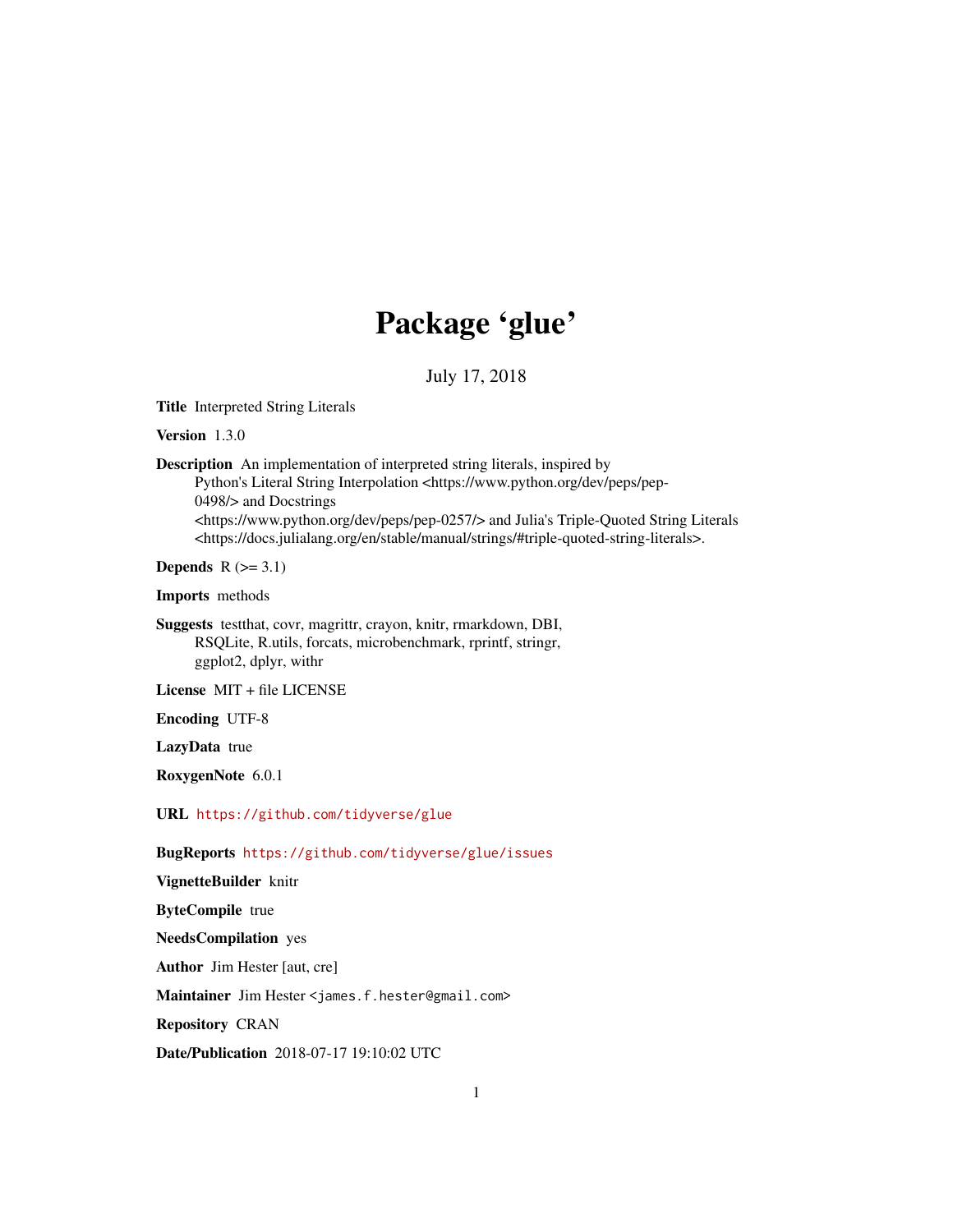# Package 'glue'

July 17, 2018

**Title** Interpreted String Literals

**Version** 1.3.0

**Description** An implementation of interpreted string literals, inspired by Python's Literal String Interpolation <https://www.python.org/dev/peps/pep-0498/> and Docstrings <https://www.python.org/dev/peps/pep-0257/> and Julia's Triple-Quoted String Literals <https://docs.julialang.org/en/stable/manual/strings/#triple-quoted-string-literals>.

**Depends** R (>= 3.1)

**Imports** methods

**Suggests** testthat, covr, magrittr, crayon, knitr, rmarkdown, DBI, RSQLite, R.utils, forcats, microbenchmark, rprintf, stringr, ggplot2, dplyr, withr

**License** MIT + file LICENSE

**Encoding** UTF-8

**LazyData** true

**RoxygenNote** 6.0.1

**URL** https://github.com/tidyverse/glue

**BugReports** https://github.com/tidyverse/glue/issues

**VignetteBuilder** knitr

**ByteCompile** true

**NeedsCompilation** yes

**Author** Jim Hester [aut, cre]

**Maintainer** Jim Hester <james.f.hester@gmail.com>

**Repository** CRAN

**Date/Publication** 2018-07-17 19:10:02 UTC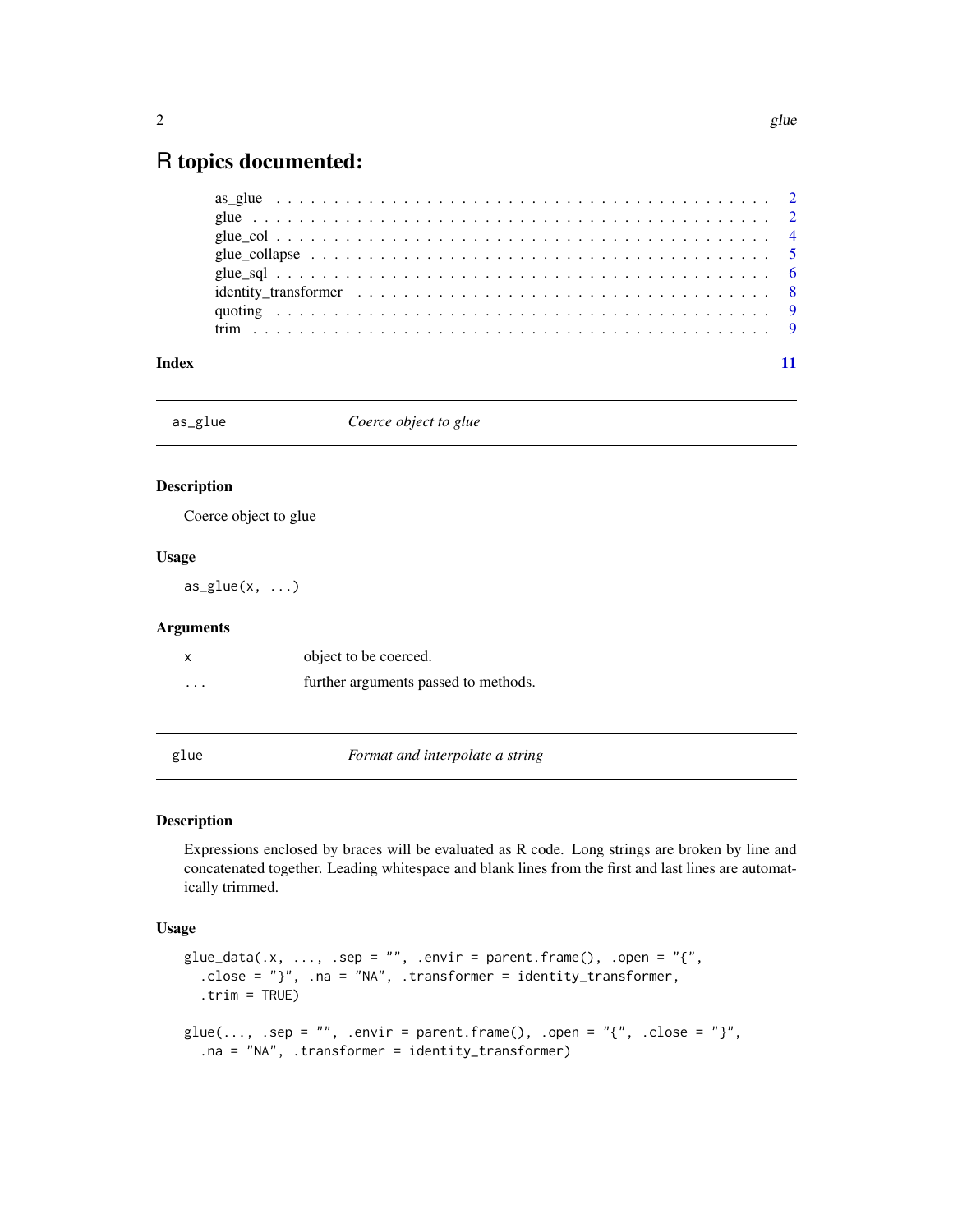# R topics documented:

| | |
|---|---|
| as_glue | 2 |
| glue | 2 |
| glue_col | 4 |
| glue_collapse | 5 |
| glue_sql | 6 |
| identity_transformer | 8 |
| quoting | 9 |
| trim | 9 |
| **Index** | **11** |

---

## as_glue — *Coerce object to glue*

### Description

Coerce object to glue

### Usage

```
as_glue(x, ...)
```

### Arguments

| | |
|---|---|
| x | object to be coerced. |
| ... | further arguments passed to methods. |

---

## glue — *Format and interpolate a string*

### Description

Expressions enclosed by braces will be evaluated as R code. Long strings are broken by line and concatenated together. Leading whitespace and blank lines from the first and last lines are automatically trimmed.

### Usage

```
glue_data(.x, ..., .sep = "", .envir = parent.frame(), .open = "{",
  .close = "}", .na = "NA", .transformer = identity_transformer,
  .trim = TRUE)

glue(..., .sep = "", .envir = parent.frame(), .open = "{", .close = "}",
  .na = "NA", .transformer = identity_transformer)
```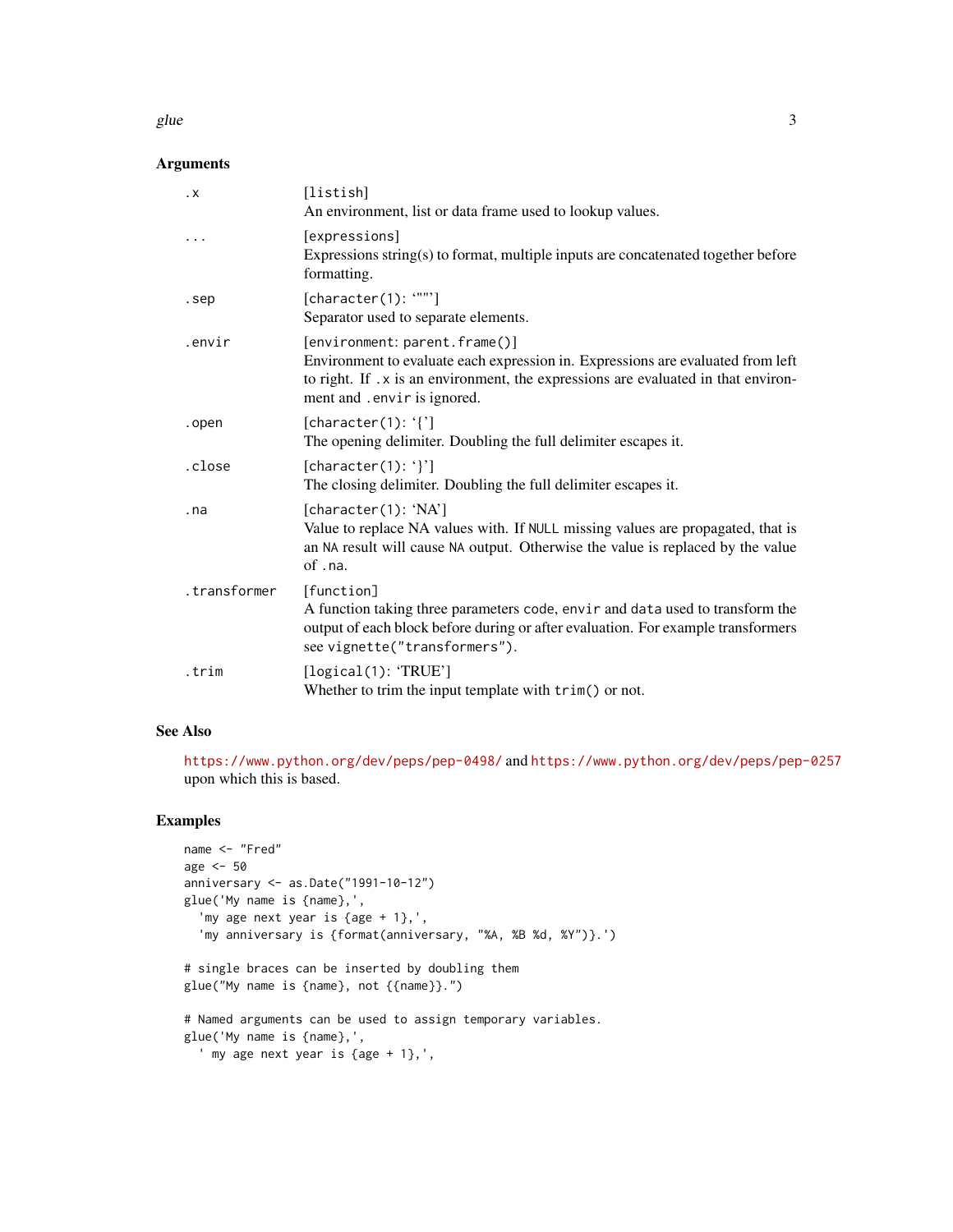## Arguments

| | |
|---|---|
| `.x` | `[listish]`<br>An environment, list or data frame used to lookup values. |
| `...` | `[expressions]`<br>Expressions string(s) to format, multiple inputs are concatenated together before formatting. |
| `.sep` | `[character(1): '""']`<br>Separator used to separate elements. |
| `.envir` | `[environment: parent.frame()]`<br>Environment to evaluate each expression in. Expressions are evaluated from left to right. If `.x` is an environment, the expressions are evaluated in that environment and `.envir` is ignored. |
| `.open` | `[character(1): '{']`<br>The opening delimiter. Doubling the full delimiter escapes it. |
| `.close` | `[character(1): '}']`<br>The closing delimiter. Doubling the full delimiter escapes it. |
| `.na` | `[character(1): 'NA']`<br>Value to replace NA values with. If `NULL` missing values are propagated, that is an `NA` result will cause `NA` output. Otherwise the value is replaced by the value of `.na`. |
| `.transformer` | `[function]`<br>A function taking three parameters `code`, `envir` and `data` used to transform the output of each block before during or after evaluation. For example transformers see `vignette("transformers")`. |
| `.trim` | `[logical(1): 'TRUE']`<br>Whether to trim the input template with `trim()` or not. |

## See Also

https://www.python.org/dev/peps/pep-0498/ and https://www.python.org/dev/peps/pep-0257 upon which this is based.

## Examples

```
name <- "Fred"
age <- 50
anniversary <- as.Date("1991-10-12")
glue('My name is {name},',
  'my age next year is {age + 1},',
  'my anniversary is {format(anniversary, "%A, %B %d, %Y")}.')

# single braces can be inserted by doubling them
glue("My name is {name}, not {{name}}.")

# Named arguments can be used to assign temporary variables.
glue('My name is {name},',
  ' my age next year is {age + 1},',
```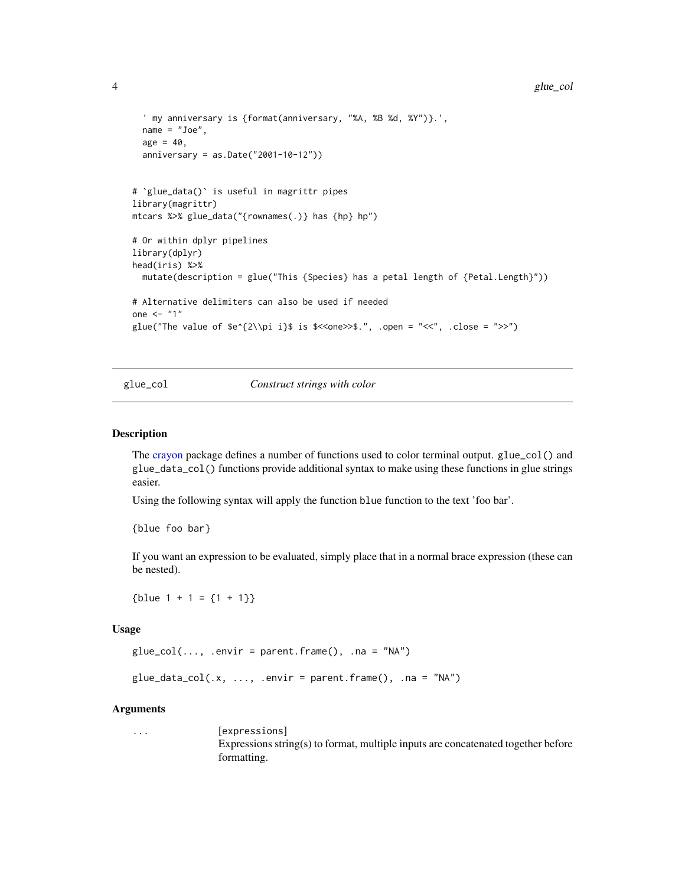```
  ' my anniversary is {format(anniversary, "%A, %B %d, %Y")}.',
  name = "Joe",
  age = 40,
  anniversary = as.Date("2001-10-12"))


# `glue_data()` is useful in magrittr pipes
library(magrittr)
mtcars %>% glue_data("{rownames(.)} has {hp} hp")

# Or within dplyr pipelines
library(dplyr)
head(iris) %>%
  mutate(description = glue("This {Species} has a petal length of {Petal.Length}"))

# Alternative delimiters can also be used if needed
one <- "1"
glue("The value of $e^{2\\pi i}$ is $<<one>>$.", .open = "<<", .close = ">>")
```

## glue_col — *Construct strings with color*

### Description

The crayon package defines a number of functions used to color terminal output. `glue_col()` and `glue_data_col()` functions provide additional syntax to make using these functions in glue strings easier.

Using the following syntax will apply the function `blue` function to the text 'foo bar'.

```
{blue foo bar}
```

If you want an expression to be evaluated, simply place that in a normal brace expression (these can be nested).

```
{blue 1 + 1 = {1 + 1}}
```

### Usage

```
glue_col(..., .envir = parent.frame(), .na = "NA")

glue_data_col(.x, ..., .envir = parent.frame(), .na = "NA")
```

### Arguments

`...` [expressions]
Expressions string(s) to format, multiple inputs are concatenated together before formatting.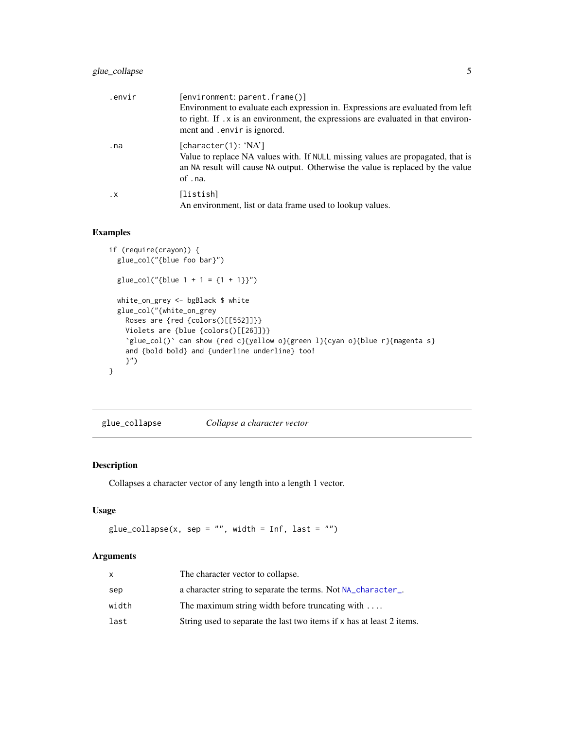| | |
|---|---|
| .envir | [environment: parent.frame()]<br>Environment to evaluate each expression in. Expressions are evaluated from left to right. If .x is an environment, the expressions are evaluated in that environment and .envir is ignored. |
| .na | [character(1): 'NA']<br>Value to replace NA values with. If NULL missing values are propagated, that is an NA result will cause NA output. Otherwise the value is replaced by the value of .na. |
| .x | [listish]<br>An environment, list or data frame used to lookup values. |

## Examples

```
if (require(crayon)) {
  glue_col("{blue foo bar}")

  glue_col("{blue 1 + 1 = {1 + 1}}")

  white_on_grey <- bgBlack $ white
  glue_col("{white_on_grey
    Roses are {red {colors()[[552]]}}
    Violets are {blue {colors()[[26]]}}
    `glue_col()` can show {red c}{yellow o}{green l}{cyan o}{blue r}{magenta s}
    and {bold bold} and {underline underline} too!
    }")
}
```

---

# glue_collapse *Collapse a character vector*

## Description

Collapses a character vector of any length into a length 1 vector.

## Usage

```
glue_collapse(x, sep = "", width = Inf, last = "")
```

## Arguments

| | |
|---|---|
| x | The character vector to collapse. |
| sep | a character string to separate the terms. Not NA_character_. |
| width | The maximum string width before truncating with .... |
| last | String used to separate the last two items if x has at least 2 items. |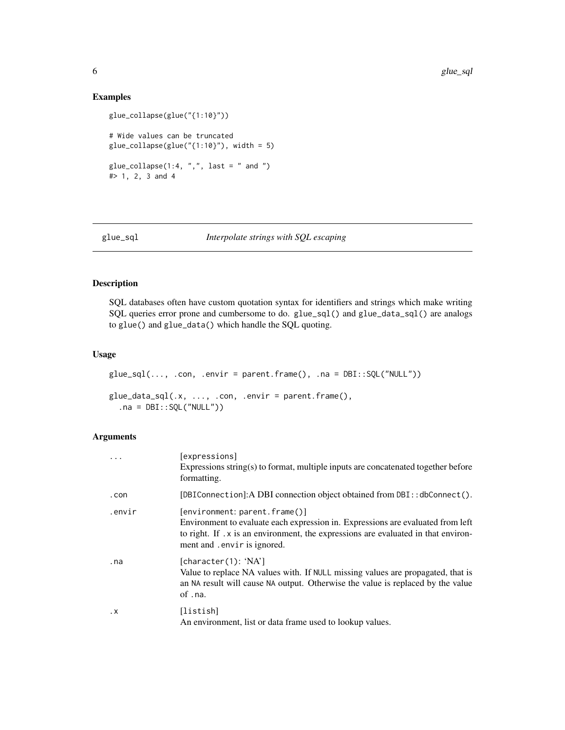## Examples

```
glue_collapse(glue("{1:10}"))

# Wide values can be truncated
glue_collapse(glue("{1:10}"), width = 5)

glue_collapse(1:4, ",", last = " and ")
#> 1, 2, 3 and 4
```

---

# glue_sql — *Interpolate strings with SQL escaping*

---

## Description

SQL databases often have custom quotation syntax for identifiers and strings which make writing SQL queries error prone and cumbersome to do. `glue_sql()` and `glue_data_sql()` are analogs to `glue()` and `glue_data()` which handle the SQL quoting.

## Usage

```
glue_sql(..., .con, .envir = parent.frame(), .na = DBI::SQL("NULL"))

glue_data_sql(.x, ..., .con, .envir = parent.frame(),
  .na = DBI::SQL("NULL"))
```

## Arguments

| | |
|---|---|
| `...` | [expressions]<br>Expressions string(s) to format, multiple inputs are concatenated together before formatting. |
| `.con` | [DBIConnection]:A DBI connection object obtained from `DBI::dbConnect()`. |
| `.envir` | [environment: parent.frame()]<br>Environment to evaluate each expression in. Expressions are evaluated from left to right. If `.x` is an environment, the expressions are evaluated in that environment and `.envir` is ignored. |
| `.na` | [character(1): 'NA']<br>Value to replace NA values with. If `NULL` missing values are propagated, that is an `NA` result will cause `NA` output. Otherwise the value is replaced by the value of `.na`. |
| `.x` | [listish]<br>An environment, list or data frame used to lookup values. |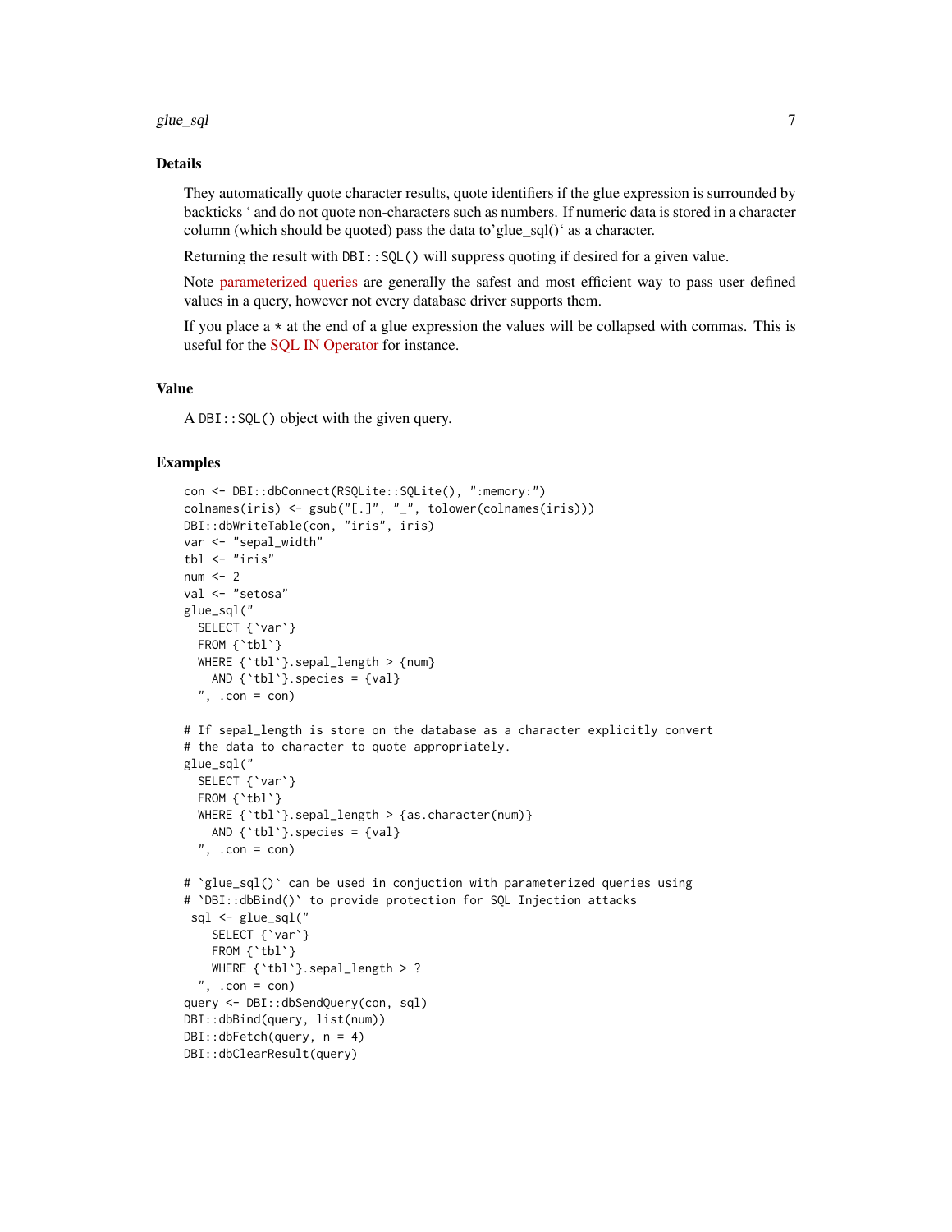### Details

They automatically quote character results, quote identifiers if the glue expression is surrounded by backticks ' and do not quote non-characters such as numbers. If numeric data is stored in a character column (which should be quoted) pass the data to'glue_sql()' as a character.

Returning the result with `DBI::SQL()` will suppress quoting if desired for a given value.

Note parameterized queries are generally the safest and most efficient way to pass user defined values in a query, however not every database driver supports them.

If you place a * at the end of a glue expression the values will be collapsed with commas. This is useful for the SQL IN Operator for instance.

### Value

A `DBI::SQL()` object with the given query.

### Examples

```
con <- DBI::dbConnect(RSQLite::SQLite(), ":memory:")
colnames(iris) <- gsub("[.]", "_", tolower(colnames(iris)))
DBI::dbWriteTable(con, "iris", iris)
var <- "sepal_width"
tbl <- "iris"
num <- 2
val <- "setosa"
glue_sql("
  SELECT {`var`}
  FROM {`tbl`}
  WHERE {`tbl`}.sepal_length > {num}
    AND {`tbl`}.species = {val}
  ", .con = con)

# If sepal_length is store on the database as a character explicitly convert
# the data to character to quote appropriately.
glue_sql("
  SELECT {`var`}
  FROM {`tbl`}
  WHERE {`tbl`}.sepal_length > {as.character(num)}
    AND {`tbl`}.species = {val}
  ", .con = con)

# `glue_sql()` can be used in conjuction with parameterized queries using
# `DBI::dbBind()` to provide protection for SQL Injection attacks
 sql <- glue_sql("
    SELECT {`var`}
    FROM {`tbl`}
    WHERE {`tbl`}.sepal_length > ?
  ", .con = con)
query <- DBI::dbSendQuery(con, sql)
DBI::dbBind(query, list(num))
DBI::dbFetch(query, n = 4)
DBI::dbClearResult(query)
```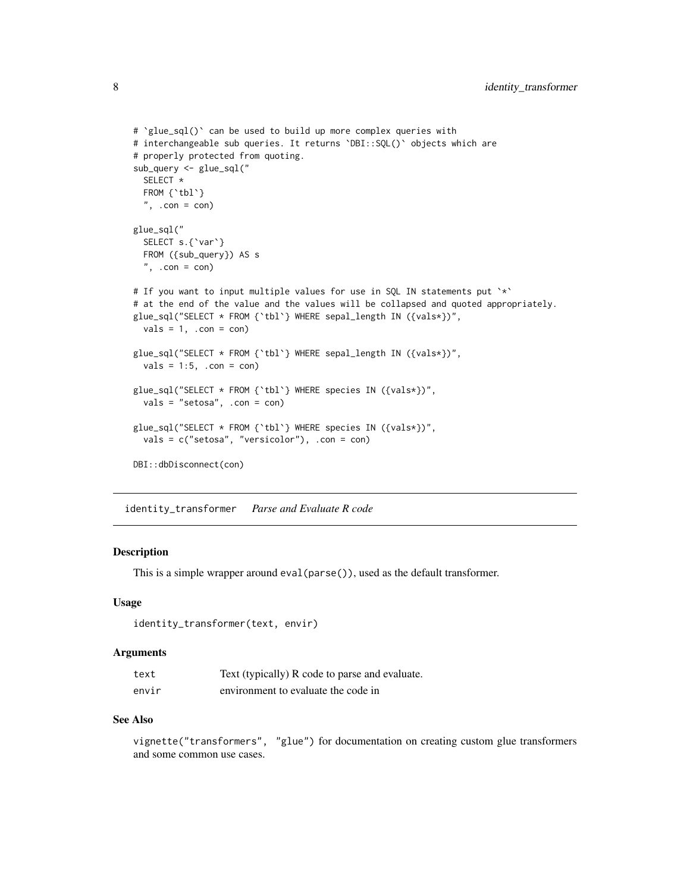```
# `glue_sql()` can be used to build up more complex queries with
# interchangeable sub queries. It returns `DBI::SQL()` objects which are
# properly protected from quoting.
sub_query <- glue_sql("
  SELECT *
  FROM {`tbl`}
  ", .con = con)

glue_sql("
  SELECT s.{`var`}
  FROM ({sub_query}) AS s
  ", .con = con)

# If you want to input multiple values for use in SQL IN statements put `*`
# at the end of the value and the values will be collapsed and quoted appropriately.
glue_sql("SELECT * FROM {`tbl`} WHERE sepal_length IN ({vals*})",
  vals = 1, .con = con)

glue_sql("SELECT * FROM {`tbl`} WHERE sepal_length IN ({vals*})",
  vals = 1:5, .con = con)

glue_sql("SELECT * FROM {`tbl`} WHERE species IN ({vals*})",
  vals = "setosa", .con = con)

glue_sql("SELECT * FROM {`tbl`} WHERE species IN ({vals*})",
  vals = c("setosa", "versicolor"), .con = con)

DBI::dbDisconnect(con)
```

## identity_transformer *Parse and Evaluate R code*

### Description

This is a simple wrapper around `eval(parse())`, used as the default transformer.

### Usage

```
identity_transformer(text, envir)
```

### Arguments

| | |
|---|---|
| `text` | Text (typically) R code to parse and evaluate. |
| `envir` | environment to evaluate the code in |

### See Also

`vignette("transformers", "glue")` for documentation on creating custom glue transformers and some common use cases.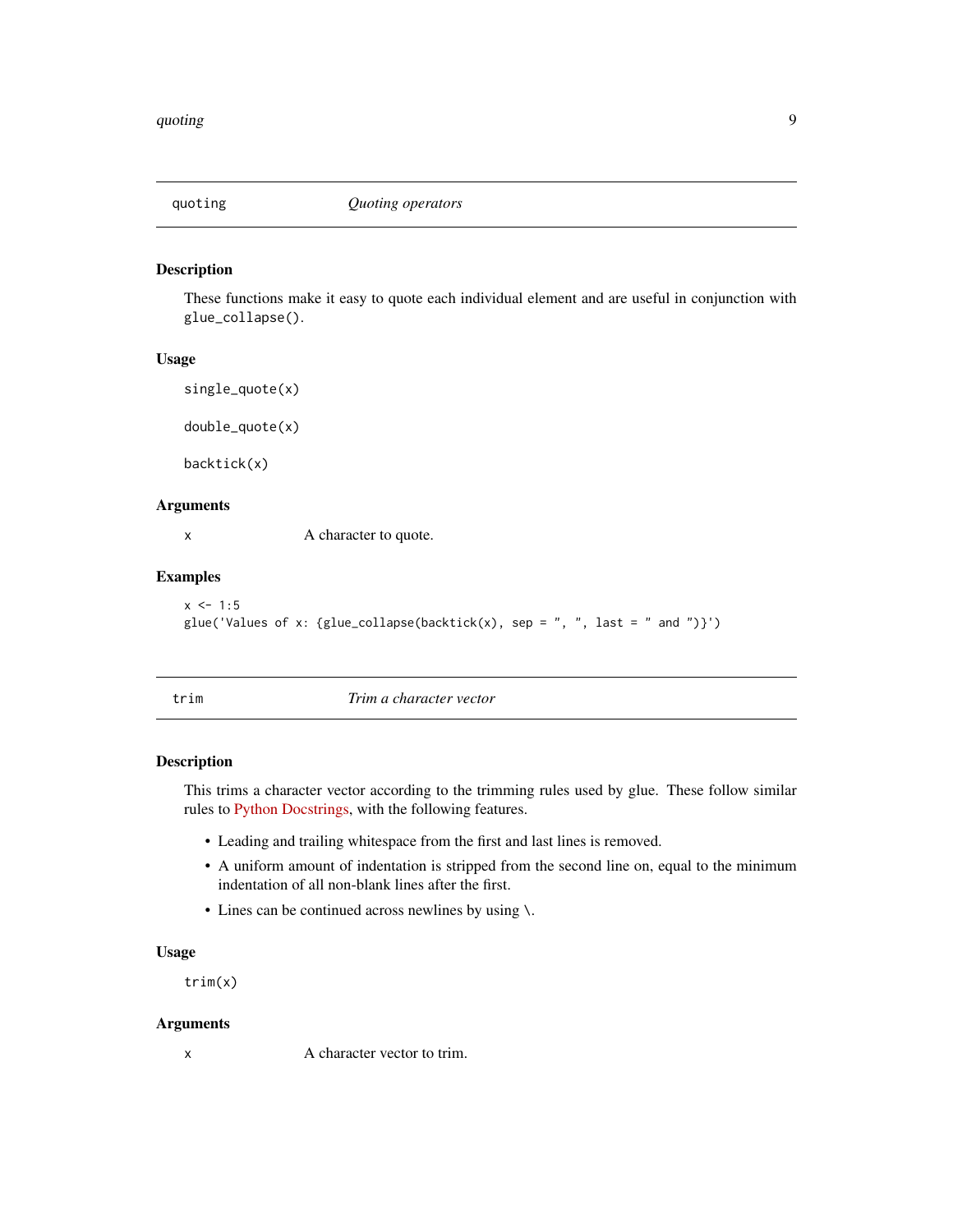## quoting — *Quoting operators*

### Description

These functions make it easy to quote each individual element and are useful in conjunction with `glue_collapse()`.

### Usage

```
single_quote(x)

double_quote(x)

backtick(x)
```

### Arguments

| | |
|---|---|
| x | A character to quote. |

### Examples

```
x <- 1:5
glue('Values of x: {glue_collapse(backtick(x), sep = ", ", last = " and ")}')
```

## trim — *Trim a character vector*

### Description

This trims a character vector according to the trimming rules used by glue. These follow similar rules to Python Docstrings, with the following features.

- Leading and trailing whitespace from the first and last lines is removed.
- A uniform amount of indentation is stripped from the second line on, equal to the minimum indentation of all non-blank lines after the first.
- Lines can be continued across newlines by using `\`.

### Usage

```
trim(x)
```

### Arguments

| | |
|---|---|
| x | A character vector to trim. |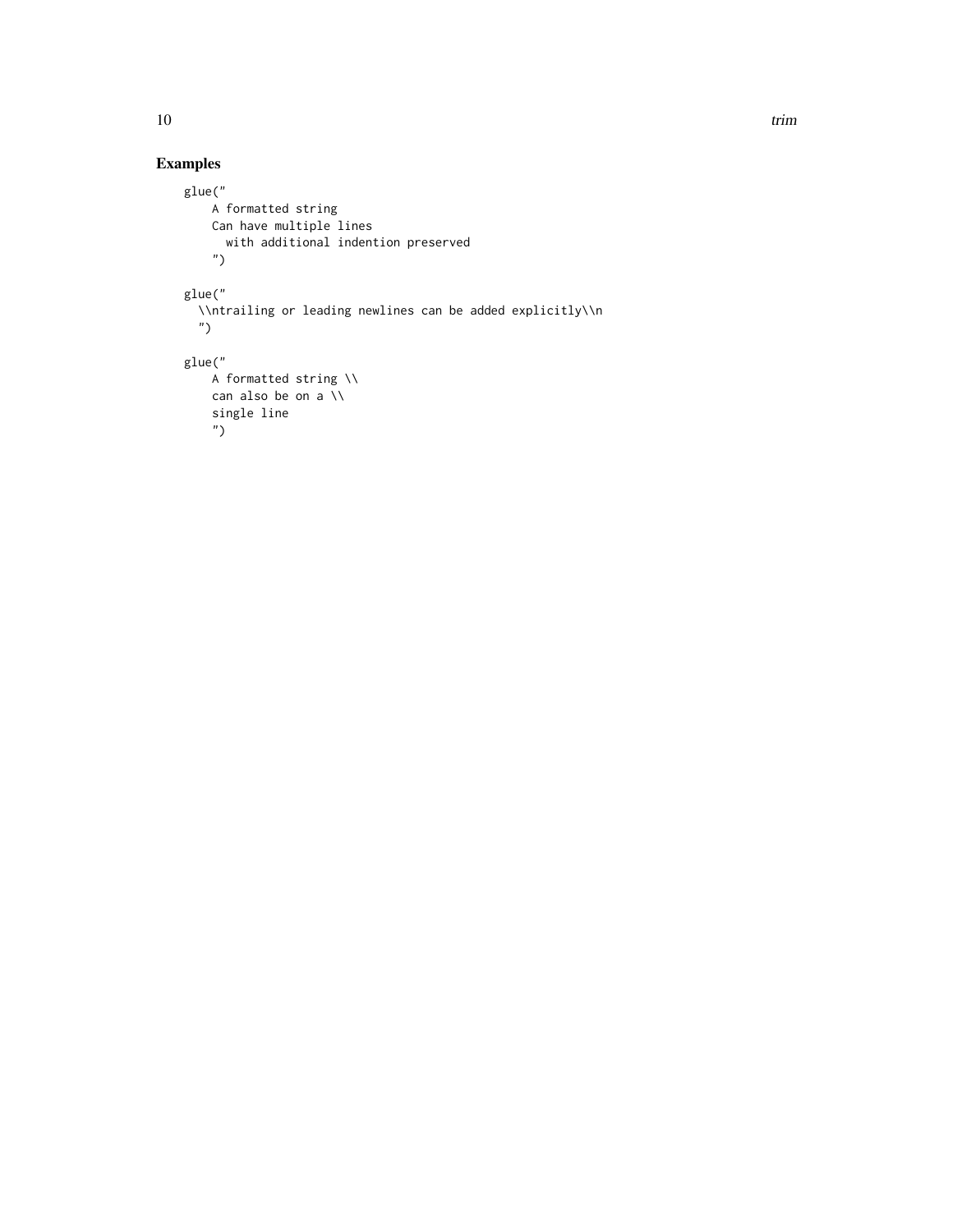### Examples

```
glue("
    A formatted string
    Can have multiple lines
      with additional indention preserved
    ")

glue("
  \\ntrailing or leading newlines can be added explicitly\\n
  ")

glue("
    A formatted string \\
    can also be on a \\
    single line
    ")
```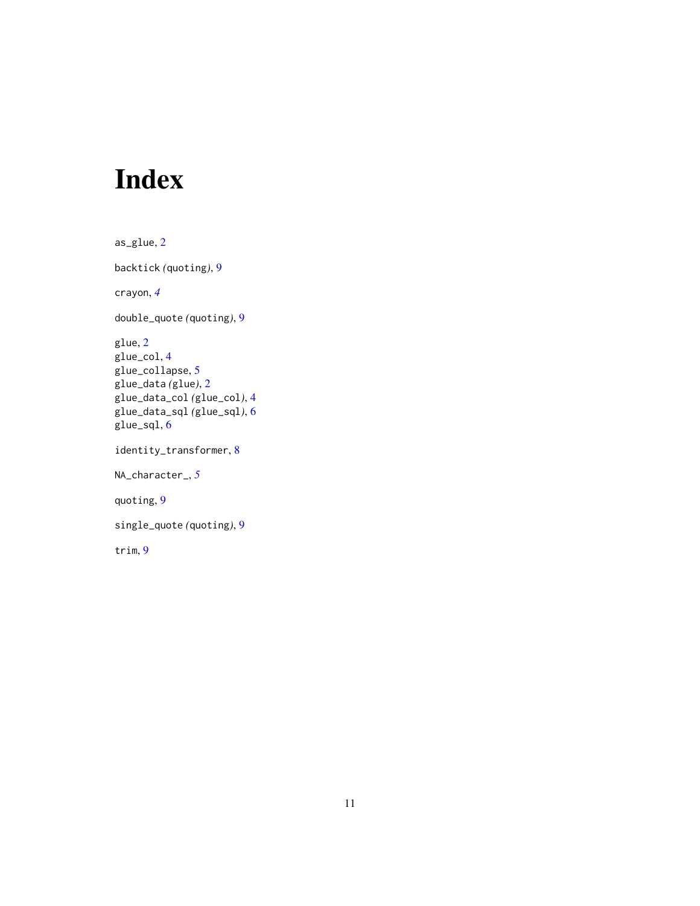# Index

as_glue, 2

backtick (quoting), 9

crayon, *4*

double_quote (quoting), 9

glue, 2
glue_col, 4
glue_collapse, 5
glue_data (glue), 2
glue_data_col (glue_col), 4
glue_data_sql (glue_sql), 6
glue_sql, 6

identity_transformer, 8

NA_character_, *5*

quoting, 9

single_quote (quoting), 9

trim, 9